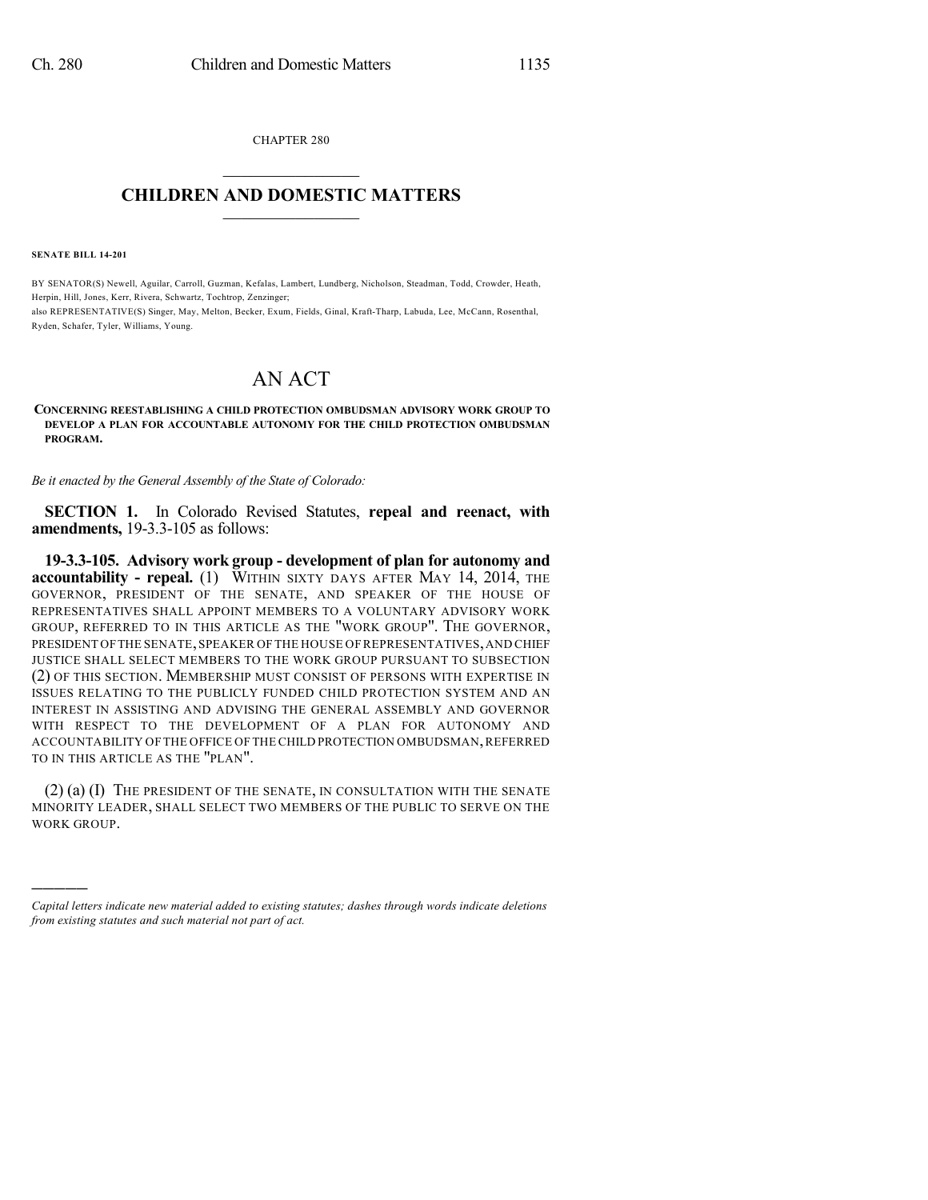CHAPTER 280

# CHILDREN AND DOMESTIC MATTERS

**SENATE BILL 14-201**

BY SENATOR(S) Newell, Aguilar, Carroll, Guzman, Kefalas, Lambert, Lundberg, Nicholson, Steadman, Todd, Crowder, Heath, Herpin, Hill, Jones, Kerr, Rivera, Schwartz, Tochtrop, Zenzinger;
also REPRESENTATIVE(S) Singer, May, Melton, Becker, Exum, Fields, Ginal, Kraft-Tharp, Labuda, Lee, McCann, Rosenthal, Ryden, Schafer, Tyler, Williams, Young.

# AN ACT

**CONCERNING REESTABLISHING A CHILD PROTECTION OMBUDSMAN ADVISORY WORK GROUP TO DEVELOP A PLAN FOR ACCOUNTABLE AUTONOMY FOR THE CHILD PROTECTION OMBUDSMAN PROGRAM.**

*Be it enacted by the General Assembly of the State of Colorado:*

**SECTION 1.** In Colorado Revised Statutes, **repeal and reenact, with amendments,** 19-3.3-105 as follows:

**19-3.3-105. Advisory work group - development of plan for autonomy and accountability - repeal.** (1) WITHIN SIXTY DAYS AFTER MAY 14, 2014, THE GOVERNOR, PRESIDENT OF THE SENATE, AND SPEAKER OF THE HOUSE OF REPRESENTATIVES SHALL APPOINT MEMBERS TO A VOLUNTARY ADVISORY WORK GROUP, REFERRED TO IN THIS ARTICLE AS THE "WORK GROUP". THE GOVERNOR, PRESIDENT OF THE SENATE, SPEAKER OF THE HOUSE OF REPRESENTATIVES, AND CHIEF JUSTICE SHALL SELECT MEMBERS TO THE WORK GROUP PURSUANT TO SUBSECTION (2) OF THIS SECTION. MEMBERSHIP MUST CONSIST OF PERSONS WITH EXPERTISE IN ISSUES RELATING TO THE PUBLICLY FUNDED CHILD PROTECTION SYSTEM AND AN INTEREST IN ASSISTING AND ADVISING THE GENERAL ASSEMBLY AND GOVERNOR WITH RESPECT TO THE DEVELOPMENT OF A PLAN FOR AUTONOMY AND ACCOUNTABILITY OF THE OFFICE OF THE CHILD PROTECTION OMBUDSMAN, REFERRED TO IN THIS ARTICLE AS THE "PLAN".

(2) (a) (I) THE PRESIDENT OF THE SENATE, IN CONSULTATION WITH THE SENATE MINORITY LEADER, SHALL SELECT TWO MEMBERS OF THE PUBLIC TO SERVE ON THE WORK GROUP.

*Capital letters indicate new material added to existing statutes; dashes through words indicate deletions from existing statutes and such material not part of act.*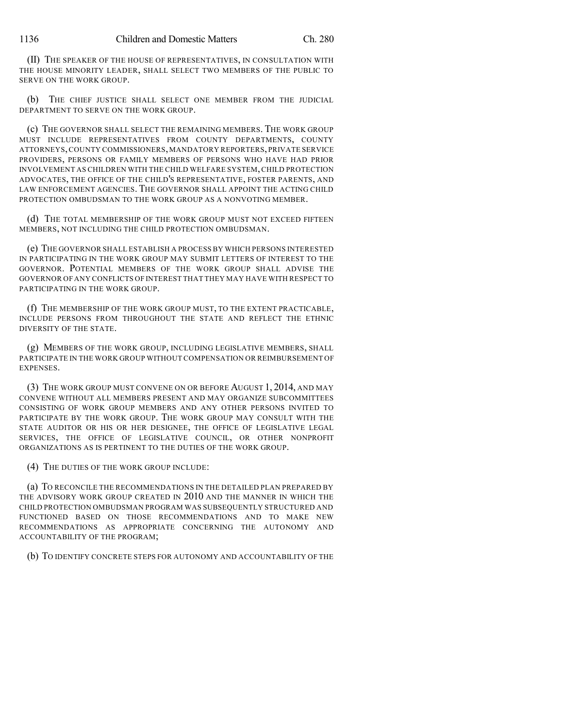(II) THE SPEAKER OF THE HOUSE OF REPRESENTATIVES, IN CONSULTATION WITH THE HOUSE MINORITY LEADER, SHALL SELECT TWO MEMBERS OF THE PUBLIC TO SERVE ON THE WORK GROUP.

(b) THE CHIEF JUSTICE SHALL SELECT ONE MEMBER FROM THE JUDICIAL DEPARTMENT TO SERVE ON THE WORK GROUP.

(c) THE GOVERNOR SHALL SELECT THE REMAINING MEMBERS. THE WORK GROUP MUST INCLUDE REPRESENTATIVES FROM COUNTY DEPARTMENTS, COUNTY ATTORNEYS, COUNTY COMMISSIONERS, MANDATORY REPORTERS, PRIVATE SERVICE PROVIDERS, PERSONS OR FAMILY MEMBERS OF PERSONS WHO HAVE HAD PRIOR INVOLVEMENT AS CHILDREN WITH THE CHILD WELFARE SYSTEM, CHILD PROTECTION ADVOCATES, THE OFFICE OF THE CHILD'S REPRESENTATIVE, FOSTER PARENTS, AND LAW ENFORCEMENT AGENCIES. THE GOVERNOR SHALL APPOINT THE ACTING CHILD PROTECTION OMBUDSMAN TO THE WORK GROUP AS A NONVOTING MEMBER.

(d) THE TOTAL MEMBERSHIP OF THE WORK GROUP MUST NOT EXCEED FIFTEEN MEMBERS, NOT INCLUDING THE CHILD PROTECTION OMBUDSMAN.

(e) THE GOVERNOR SHALL ESTABLISH A PROCESS BY WHICH PERSONS INTERESTED IN PARTICIPATING IN THE WORK GROUP MAY SUBMIT LETTERS OF INTEREST TO THE GOVERNOR. POTENTIAL MEMBERS OF THE WORK GROUP SHALL ADVISE THE GOVERNOR OF ANY CONFLICTS OF INTEREST THAT THEY MAY HAVE WITH RESPECT TO PARTICIPATING IN THE WORK GROUP.

(f) THE MEMBERSHIP OF THE WORK GROUP MUST, TO THE EXTENT PRACTICABLE, INCLUDE PERSONS FROM THROUGHOUT THE STATE AND REFLECT THE ETHNIC DIVERSITY OF THE STATE.

(g) MEMBERS OF THE WORK GROUP, INCLUDING LEGISLATIVE MEMBERS, SHALL PARTICIPATE IN THE WORK GROUP WITHOUT COMPENSATION OR REIMBURSEMENT OF EXPENSES.

(3) THE WORK GROUP MUST CONVENE ON OR BEFORE AUGUST 1, 2014, AND MAY CONVENE WITHOUT ALL MEMBERS PRESENT AND MAY ORGANIZE SUBCOMMITTEES CONSISTING OF WORK GROUP MEMBERS AND ANY OTHER PERSONS INVITED TO PARTICIPATE BY THE WORK GROUP. THE WORK GROUP MAY CONSULT WITH THE STATE AUDITOR OR HIS OR HER DESIGNEE, THE OFFICE OF LEGISLATIVE LEGAL SERVICES, THE OFFICE OF LEGISLATIVE COUNCIL, OR OTHER NONPROFIT ORGANIZATIONS AS IS PERTINENT TO THE DUTIES OF THE WORK GROUP.

(4) THE DUTIES OF THE WORK GROUP INCLUDE:

(a) TO RECONCILE THE RECOMMENDATIONS IN THE DETAILED PLAN PREPARED BY THE ADVISORY WORK GROUP CREATED IN 2010 AND THE MANNER IN WHICH THE CHILD PROTECTION OMBUDSMAN PROGRAM WAS SUBSEQUENTLY STRUCTURED AND FUNCTIONED BASED ON THOSE RECOMMENDATIONS AND TO MAKE NEW RECOMMENDATIONS AS APPROPRIATE CONCERNING THE AUTONOMY AND ACCOUNTABILITY OF THE PROGRAM;

(b) TO IDENTIFY CONCRETE STEPS FOR AUTONOMY AND ACCOUNTABILITY OF THE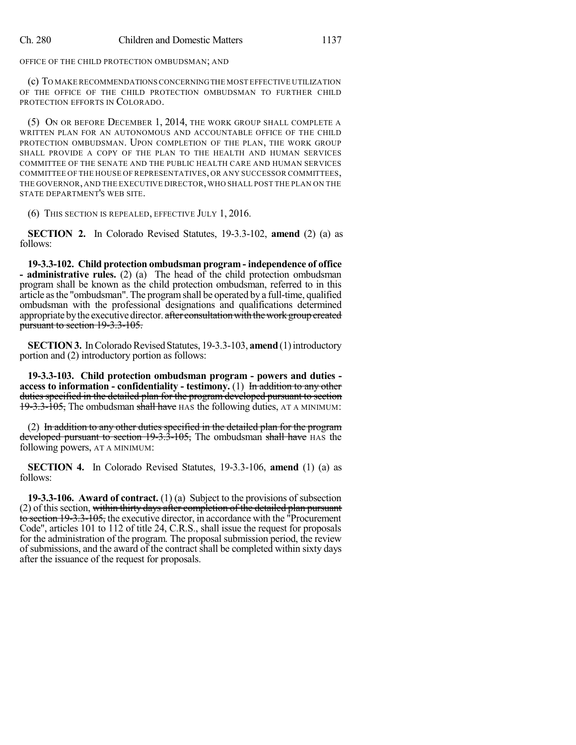OFFICE OF THE CHILD PROTECTION OMBUDSMAN; AND

(c) TO MAKE RECOMMENDATIONS CONCERNING THE MOST EFFECTIVE UTILIZATION OF THE OFFICE OF THE CHILD PROTECTION OMBUDSMAN TO FURTHER CHILD PROTECTION EFFORTS IN COLORADO.

(5) ON OR BEFORE DECEMBER 1, 2014, THE WORK GROUP SHALL COMPLETE A WRITTEN PLAN FOR AN AUTONOMOUS AND ACCOUNTABLE OFFICE OF THE CHILD PROTECTION OMBUDSMAN. UPON COMPLETION OF THE PLAN, THE WORK GROUP SHALL PROVIDE A COPY OF THE PLAN TO THE HEALTH AND HUMAN SERVICES COMMITTEE OF THE SENATE AND THE PUBLIC HEALTH CARE AND HUMAN SERVICES COMMITTEE OF THE HOUSE OF REPRESENTATIVES, OR ANY SUCCESSOR COMMITTEES, THE GOVERNOR, AND THE EXECUTIVE DIRECTOR, WHO SHALL POST THE PLAN ON THE STATE DEPARTMENT'S WEB SITE.

(6) THIS SECTION IS REPEALED, EFFECTIVE JULY 1, 2016.

**SECTION 2.** In Colorado Revised Statutes, 19-3.3-102, **amend** (2) (a) as follows:

**19-3.3-102. Child protection ombudsman program - independence of office - administrative rules.** (2) (a) The head of the child protection ombudsman program shall be known as the child protection ombudsman, referred to in this article as the "ombudsman". The program shall be operated by a full-time, qualified ombudsman with the professional designations and qualifications determined appropriate by the executive director. ~~after consultation with the work group created pursuant to section 19-3.3-105.~~

**SECTION 3.** In Colorado Revised Statutes, 19-3.3-103, **amend** (1) introductory portion and (2) introductory portion as follows:

**19-3.3-103. Child protection ombudsman program - powers and duties - access to information - confidentiality - testimony.** (1) ~~In addition to any other duties specified in the detailed plan for the program developed pursuant to section 19-3.3-105,~~ The ombudsman ~~shall have~~ HAS the following duties, AT A MINIMUM:

(2) ~~In addition to any other duties specified in the detailed plan for the program developed pursuant to section 19-3.3-105,~~ The ombudsman ~~shall have~~ HAS the following powers, AT A MINIMUM:

**SECTION 4.** In Colorado Revised Statutes, 19-3.3-106, **amend** (1) (a) as follows:

**19-3.3-106. Award of contract.** (1) (a) Subject to the provisions of subsection (2) of this section, ~~within thirty days after completion of the detailed plan pursuant to section 19-3.3-105,~~ the executive director, in accordance with the "Procurement Code", articles 101 to 112 of title 24, C.R.S., shall issue the request for proposals for the administration of the program. The proposal submission period, the review of submissions, and the award of the contract shall be completed within sixty days after the issuance of the request for proposals.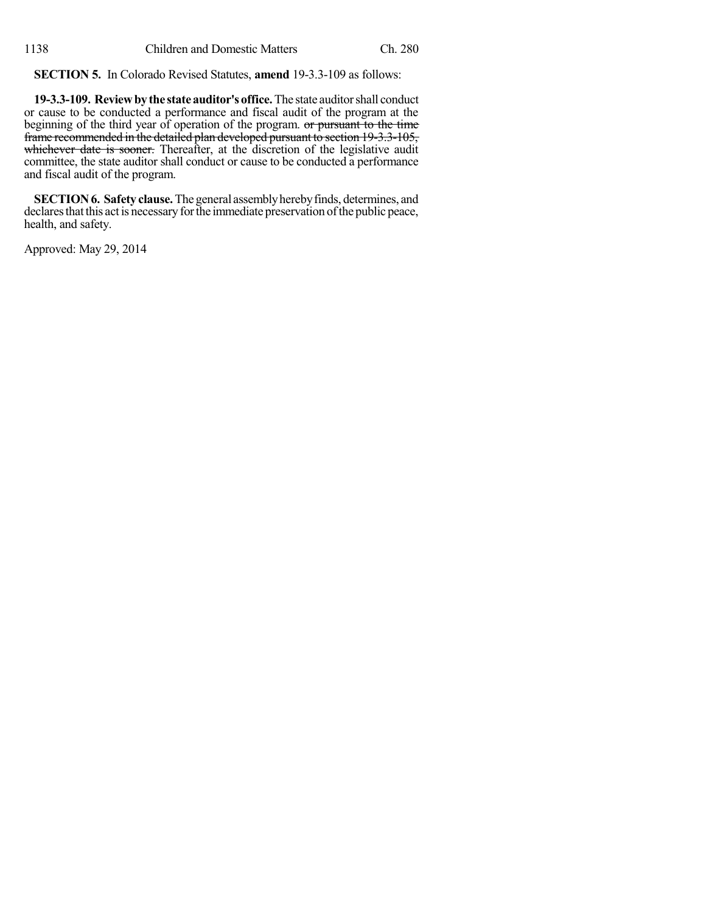**SECTION 5.** In Colorado Revised Statutes, **amend** 19-3.3-109 as follows:

**19-3.3-109. Review by the state auditor's office.** The state auditor shall conduct or cause to be conducted a performance and fiscal audit of the program at the beginning of the third year of operation of the program. ~~or pursuant to the time frame recommended in the detailed plan developed pursuant to section 19-3.3-105, whichever date is sooner.~~ Thereafter, at the discretion of the legislative audit committee, the state auditor shall conduct or cause to be conducted a performance and fiscal audit of the program.

**SECTION 6. Safety clause.** The general assembly hereby finds, determines, and declares that this act is necessary for the immediate preservation of the public peace, health, and safety.

Approved: May 29, 2014